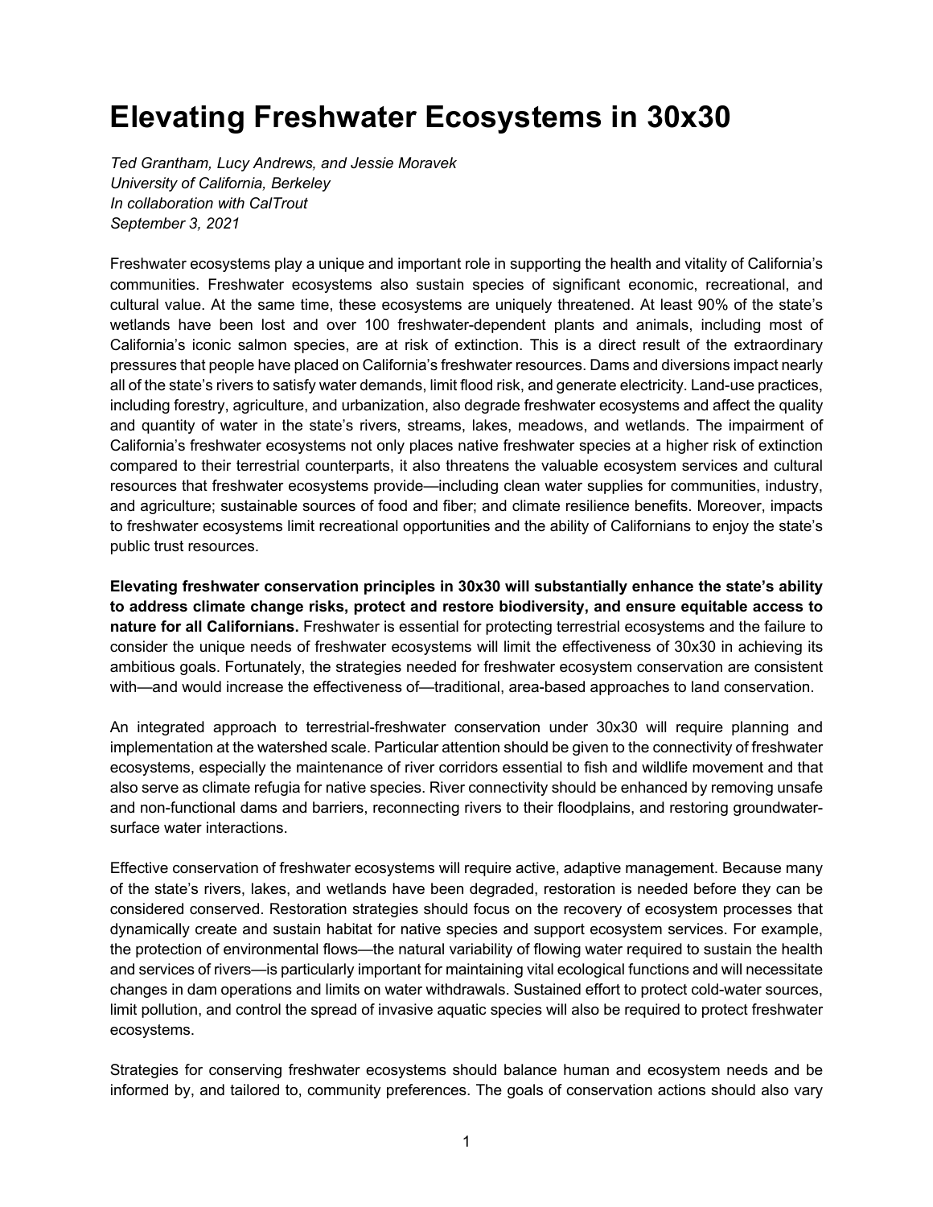# Elevating Freshwater Ecosystems in 30x30

*Ted Grantham, Lucy Andrews, and Jessie Moravek*
*University of California, Berkeley*
*In collaboration with CalTrout*
*September 3, 2021*

Freshwater ecosystems play a unique and important role in supporting the health and vitality of California's communities. Freshwater ecosystems also sustain species of significant economic, recreational, and cultural value. At the same time, these ecosystems are uniquely threatened. At least 90% of the state's wetlands have been lost and over 100 freshwater-dependent plants and animals, including most of California's iconic salmon species, are at risk of extinction. This is a direct result of the extraordinary pressures that people have placed on California's freshwater resources. Dams and diversions impact nearly all of the state's rivers to satisfy water demands, limit flood risk, and generate electricity. Land-use practices, including forestry, agriculture, and urbanization, also degrade freshwater ecosystems and affect the quality and quantity of water in the state's rivers, streams, lakes, meadows, and wetlands. The impairment of California's freshwater ecosystems not only places native freshwater species at a higher risk of extinction compared to their terrestrial counterparts, it also threatens the valuable ecosystem services and cultural resources that freshwater ecosystems provide—including clean water supplies for communities, industry, and agriculture; sustainable sources of food and fiber; and climate resilience benefits. Moreover, impacts to freshwater ecosystems limit recreational opportunities and the ability of Californians to enjoy the state's public trust resources.

**Elevating freshwater conservation principles in 30x30 will substantially enhance the state's ability to address climate change risks, protect and restore biodiversity, and ensure equitable access to nature for all Californians.** Freshwater is essential for protecting terrestrial ecosystems and the failure to consider the unique needs of freshwater ecosystems will limit the effectiveness of 30x30 in achieving its ambitious goals. Fortunately, the strategies needed for freshwater ecosystem conservation are consistent with—and would increase the effectiveness of—traditional, area-based approaches to land conservation.

An integrated approach to terrestrial-freshwater conservation under 30x30 will require planning and implementation at the watershed scale. Particular attention should be given to the connectivity of freshwater ecosystems, especially the maintenance of river corridors essential to fish and wildlife movement and that also serve as climate refugia for native species. River connectivity should be enhanced by removing unsafe and non-functional dams and barriers, reconnecting rivers to their floodplains, and restoring groundwater-surface water interactions.

Effective conservation of freshwater ecosystems will require active, adaptive management. Because many of the state's rivers, lakes, and wetlands have been degraded, restoration is needed before they can be considered conserved. Restoration strategies should focus on the recovery of ecosystem processes that dynamically create and sustain habitat for native species and support ecosystem services. For example, the protection of environmental flows—the natural variability of flowing water required to sustain the health and services of rivers—is particularly important for maintaining vital ecological functions and will necessitate changes in dam operations and limits on water withdrawals. Sustained effort to protect cold-water sources, limit pollution, and control the spread of invasive aquatic species will also be required to protect freshwater ecosystems.

Strategies for conserving freshwater ecosystems should balance human and ecosystem needs and be informed by, and tailored to, community preferences. The goals of conservation actions should also vary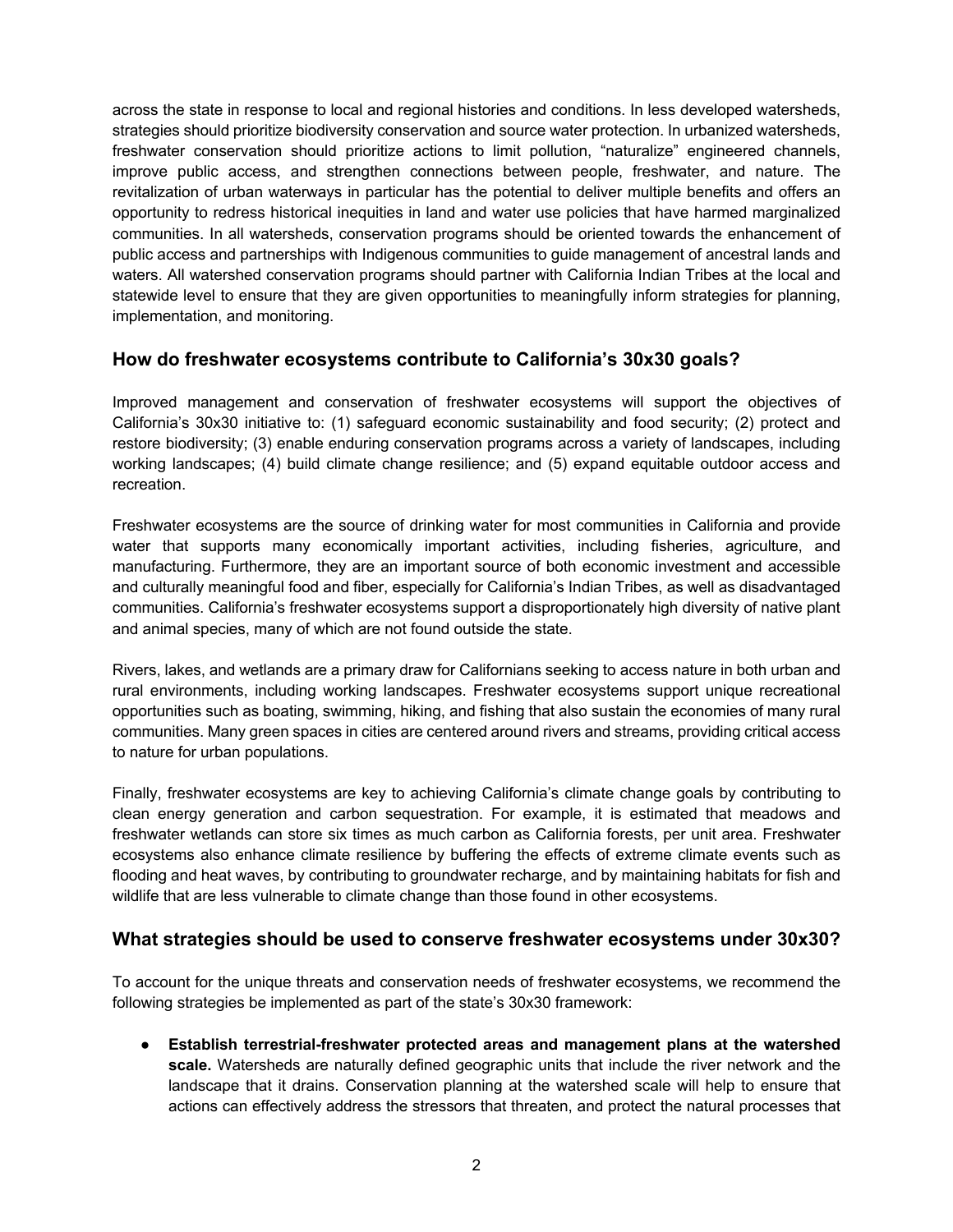across the state in response to local and regional histories and conditions. In less developed watersheds, strategies should prioritize biodiversity conservation and source water protection. In urbanized watersheds, freshwater conservation should prioritize actions to limit pollution, "naturalize" engineered channels, improve public access, and strengthen connections between people, freshwater, and nature. The revitalization of urban waterways in particular has the potential to deliver multiple benefits and offers an opportunity to redress historical inequities in land and water use policies that have harmed marginalized communities. In all watersheds, conservation programs should be oriented towards the enhancement of public access and partnerships with Indigenous communities to guide management of ancestral lands and waters. All watershed conservation programs should partner with California Indian Tribes at the local and statewide level to ensure that they are given opportunities to meaningfully inform strategies for planning, implementation, and monitoring.

## How do freshwater ecosystems contribute to California's 30x30 goals?

Improved management and conservation of freshwater ecosystems will support the objectives of California's 30x30 initiative to: (1) safeguard economic sustainability and food security; (2) protect and restore biodiversity; (3) enable enduring conservation programs across a variety of landscapes, including working landscapes; (4) build climate change resilience; and (5) expand equitable outdoor access and recreation.

Freshwater ecosystems are the source of drinking water for most communities in California and provide water that supports many economically important activities, including fisheries, agriculture, and manufacturing. Furthermore, they are an important source of both economic investment and accessible and culturally meaningful food and fiber, especially for California's Indian Tribes, as well as disadvantaged communities. California's freshwater ecosystems support a disproportionately high diversity of native plant and animal species, many of which are not found outside the state.

Rivers, lakes, and wetlands are a primary draw for Californians seeking to access nature in both urban and rural environments, including working landscapes. Freshwater ecosystems support unique recreational opportunities such as boating, swimming, hiking, and fishing that also sustain the economies of many rural communities. Many green spaces in cities are centered around rivers and streams, providing critical access to nature for urban populations.

Finally, freshwater ecosystems are key to achieving California's climate change goals by contributing to clean energy generation and carbon sequestration. For example, it is estimated that meadows and freshwater wetlands can store six times as much carbon as California forests, per unit area. Freshwater ecosystems also enhance climate resilience by buffering the effects of extreme climate events such as flooding and heat waves, by contributing to groundwater recharge, and by maintaining habitats for fish and wildlife that are less vulnerable to climate change than those found in other ecosystems.

## What strategies should be used to conserve freshwater ecosystems under 30x30?

To account for the unique threats and conservation needs of freshwater ecosystems, we recommend the following strategies be implemented as part of the state's 30x30 framework:

- **Establish terrestrial-freshwater protected areas and management plans at the watershed scale.** Watersheds are naturally defined geographic units that include the river network and the landscape that it drains. Conservation planning at the watershed scale will help to ensure that actions can effectively address the stressors that threaten, and protect the natural processes that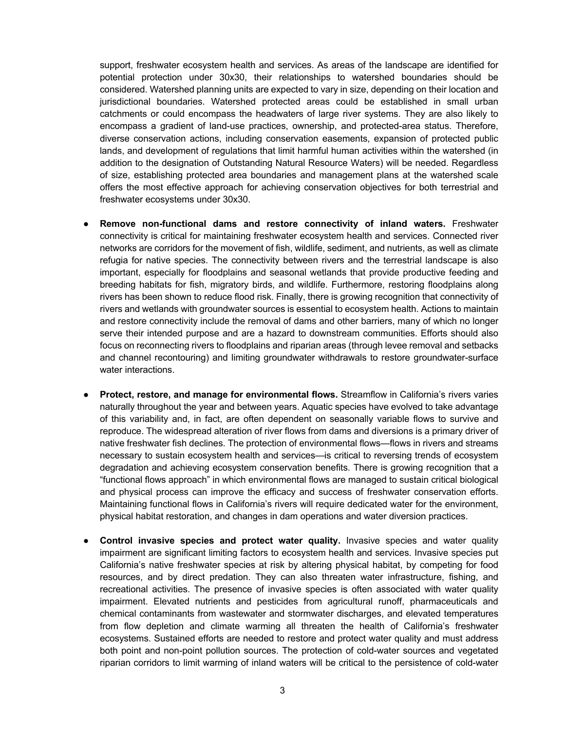support, freshwater ecosystem health and services. As areas of the landscape are identified for potential protection under 30x30, their relationships to watershed boundaries should be considered. Watershed planning units are expected to vary in size, depending on their location and jurisdictional boundaries. Watershed protected areas could be established in small urban catchments or could encompass the headwaters of large river systems. They are also likely to encompass a gradient of land-use practices, ownership, and protected-area status. Therefore, diverse conservation actions, including conservation easements, expansion of protected public lands, and development of regulations that limit harmful human activities within the watershed (in addition to the designation of Outstanding Natural Resource Waters) will be needed. Regardless of size, establishing protected area boundaries and management plans at the watershed scale offers the most effective approach for achieving conservation objectives for both terrestrial and freshwater ecosystems under 30x30.

- **Remove non-functional dams and restore connectivity of inland waters.** Freshwater connectivity is critical for maintaining freshwater ecosystem health and services. Connected river networks are corridors for the movement of fish, wildlife, sediment, and nutrients, as well as climate refugia for native species. The connectivity between rivers and the terrestrial landscape is also important, especially for floodplains and seasonal wetlands that provide productive feeding and breeding habitats for fish, migratory birds, and wildlife. Furthermore, restoring floodplains along rivers has been shown to reduce flood risk. Finally, there is growing recognition that connectivity of rivers and wetlands with groundwater sources is essential to ecosystem health. Actions to maintain and restore connectivity include the removal of dams and other barriers, many of which no longer serve their intended purpose and are a hazard to downstream communities. Efforts should also focus on reconnecting rivers to floodplains and riparian areas (through levee removal and setbacks and channel recontouring) and limiting groundwater withdrawals to restore groundwater-surface water interactions.

- **Protect, restore, and manage for environmental flows.** Streamflow in California's rivers varies naturally throughout the year and between years. Aquatic species have evolved to take advantage of this variability and, in fact, are often dependent on seasonally variable flows to survive and reproduce. The widespread alteration of river flows from dams and diversions is a primary driver of native freshwater fish declines. The protection of environmental flows—flows in rivers and streams necessary to sustain ecosystem health and services—is critical to reversing trends of ecosystem degradation and achieving ecosystem conservation benefits. There is growing recognition that a "functional flows approach" in which environmental flows are managed to sustain critical biological and physical process can improve the efficacy and success of freshwater conservation efforts. Maintaining functional flows in California's rivers will require dedicated water for the environment, physical habitat restoration, and changes in dam operations and water diversion practices.

- **Control invasive species and protect water quality.** Invasive species and water quality impairment are significant limiting factors to ecosystem health and services. Invasive species put California's native freshwater species at risk by altering physical habitat, by competing for food resources, and by direct predation. They can also threaten water infrastructure, fishing, and recreational activities. The presence of invasive species is often associated with water quality impairment. Elevated nutrients and pesticides from agricultural runoff, pharmaceuticals and chemical contaminants from wastewater and stormwater discharges, and elevated temperatures from flow depletion and climate warming all threaten the health of California's freshwater ecosystems. Sustained efforts are needed to restore and protect water quality and must address both point and non-point pollution sources. The protection of cold-water sources and vegetated riparian corridors to limit warming of inland waters will be critical to the persistence of cold-water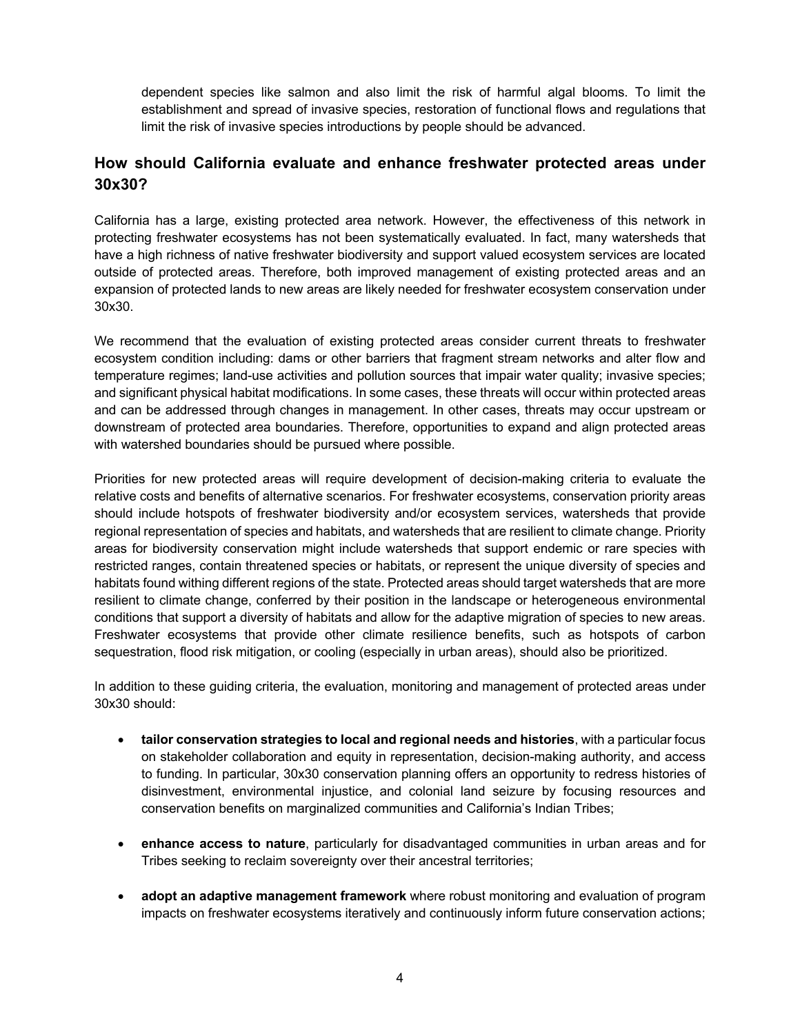dependent species like salmon and also limit the risk of harmful algal blooms. To limit the establishment and spread of invasive species, restoration of functional flows and regulations that limit the risk of invasive species introductions by people should be advanced.

## How should California evaluate and enhance freshwater protected areas under 30x30?

California has a large, existing protected area network. However, the effectiveness of this network in protecting freshwater ecosystems has not been systematically evaluated. In fact, many watersheds that have a high richness of native freshwater biodiversity and support valued ecosystem services are located outside of protected areas. Therefore, both improved management of existing protected areas and an expansion of protected lands to new areas are likely needed for freshwater ecosystem conservation under 30x30.

We recommend that the evaluation of existing protected areas consider current threats to freshwater ecosystem condition including: dams or other barriers that fragment stream networks and alter flow and temperature regimes; land-use activities and pollution sources that impair water quality; invasive species; and significant physical habitat modifications. In some cases, these threats will occur within protected areas and can be addressed through changes in management. In other cases, threats may occur upstream or downstream of protected area boundaries. Therefore, opportunities to expand and align protected areas with watershed boundaries should be pursued where possible.

Priorities for new protected areas will require development of decision-making criteria to evaluate the relative costs and benefits of alternative scenarios. For freshwater ecosystems, conservation priority areas should include hotspots of freshwater biodiversity and/or ecosystem services, watersheds that provide regional representation of species and habitats, and watersheds that are resilient to climate change. Priority areas for biodiversity conservation might include watersheds that support endemic or rare species with restricted ranges, contain threatened species or habitats, or represent the unique diversity of species and habitats found withing different regions of the state. Protected areas should target watersheds that are more resilient to climate change, conferred by their position in the landscape or heterogeneous environmental conditions that support a diversity of habitats and allow for the adaptive migration of species to new areas. Freshwater ecosystems that provide other climate resilience benefits, such as hotspots of carbon sequestration, flood risk mitigation, or cooling (especially in urban areas), should also be prioritized.

In addition to these guiding criteria, the evaluation, monitoring and management of protected areas under 30x30 should:

- **tailor conservation strategies to local and regional needs and histories**, with a particular focus on stakeholder collaboration and equity in representation, decision-making authority, and access to funding. In particular, 30x30 conservation planning offers an opportunity to redress histories of disinvestment, environmental injustice, and colonial land seizure by focusing resources and conservation benefits on marginalized communities and California's Indian Tribes;

- **enhance access to nature**, particularly for disadvantaged communities in urban areas and for Tribes seeking to reclaim sovereignty over their ancestral territories;

- **adopt an adaptive management framework** where robust monitoring and evaluation of program impacts on freshwater ecosystems iteratively and continuously inform future conservation actions;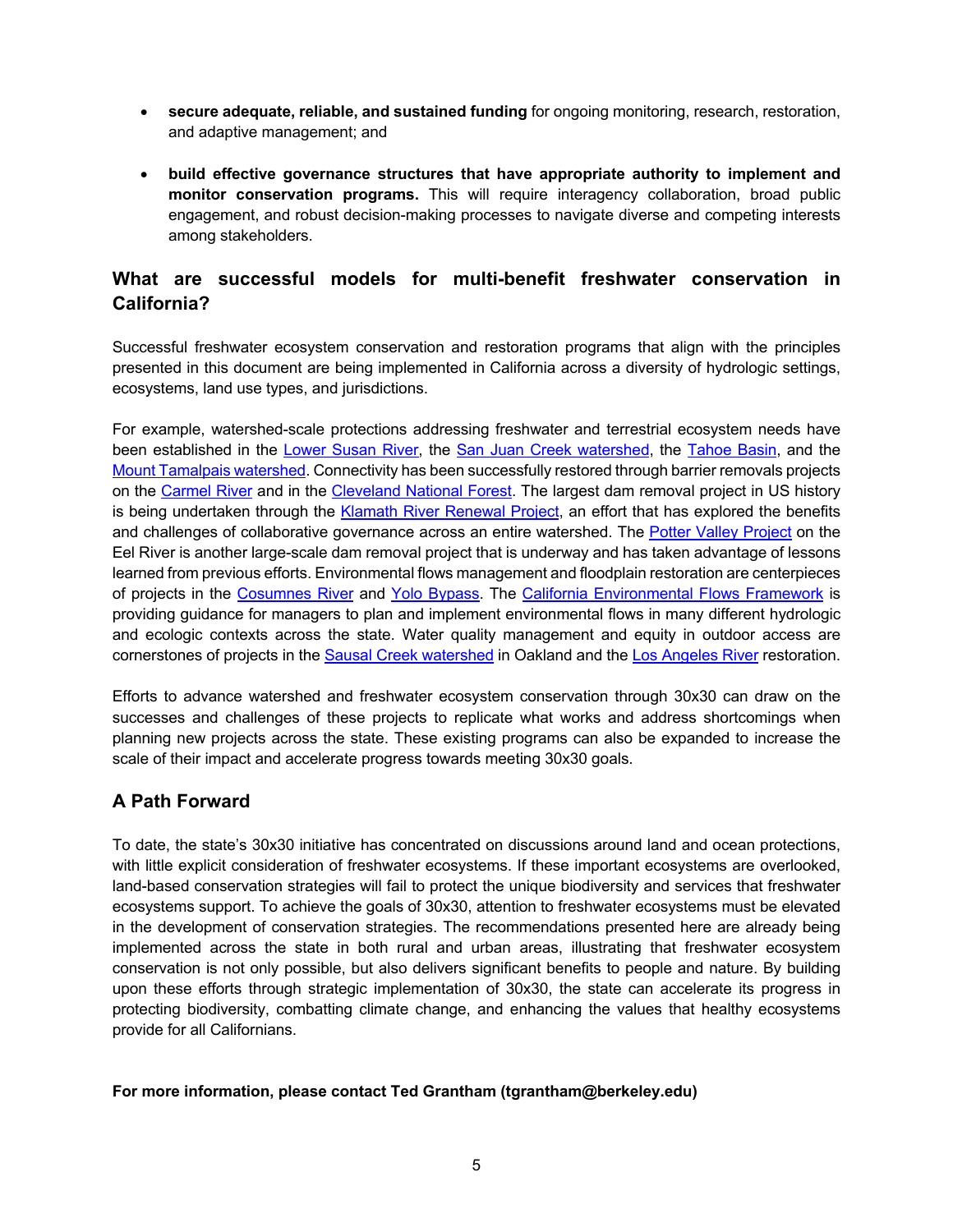- **secure adequate, reliable, and sustained funding** for ongoing monitoring, research, restoration, and adaptive management; and

- **build effective governance structures that have appropriate authority to implement and monitor conservation programs.** This will require interagency collaboration, broad public engagement, and robust decision-making processes to navigate diverse and competing interests among stakeholders.

## What are successful models for multi-benefit freshwater conservation in California?

Successful freshwater ecosystem conservation and restoration programs that align with the principles presented in this document are being implemented in California across a diversity of hydrologic settings, ecosystems, land use types, and jurisdictions.

For example, watershed-scale protections addressing freshwater and terrestrial ecosystem needs have been established in the Lower Susan River, the San Juan Creek watershed, the Tahoe Basin, and the Mount Tamalpais watershed. Connectivity has been successfully restored through barrier removals projects on the Carmel River and in the Cleveland National Forest. The largest dam removal project in US history is being undertaken through the Klamath River Renewal Project, an effort that has explored the benefits and challenges of collaborative governance across an entire watershed. The Potter Valley Project on the Eel River is another large-scale dam removal project that is underway and has taken advantage of lessons learned from previous efforts. Environmental flows management and floodplain restoration are centerpieces of projects in the Cosumnes River and Yolo Bypass. The California Environmental Flows Framework is providing guidance for managers to plan and implement environmental flows in many different hydrologic and ecologic contexts across the state. Water quality management and equity in outdoor access are cornerstones of projects in the Sausal Creek watershed in Oakland and the Los Angeles River restoration.

Efforts to advance watershed and freshwater ecosystem conservation through 30x30 can draw on the successes and challenges of these projects to replicate what works and address shortcomings when planning new projects across the state. These existing programs can also be expanded to increase the scale of their impact and accelerate progress towards meeting 30x30 goals.

## A Path Forward

To date, the state's 30x30 initiative has concentrated on discussions around land and ocean protections, with little explicit consideration of freshwater ecosystems. If these important ecosystems are overlooked, land-based conservation strategies will fail to protect the unique biodiversity and services that freshwater ecosystems support. To achieve the goals of 30x30, attention to freshwater ecosystems must be elevated in the development of conservation strategies. The recommendations presented here are already being implemented across the state in both rural and urban areas, illustrating that freshwater ecosystem conservation is not only possible, but also delivers significant benefits to people and nature. By building upon these efforts through strategic implementation of 30x30, the state can accelerate its progress in protecting biodiversity, combatting climate change, and enhancing the values that healthy ecosystems provide for all Californians.

**For more information, please contact Ted Grantham (tgrantham@berkeley.edu)**